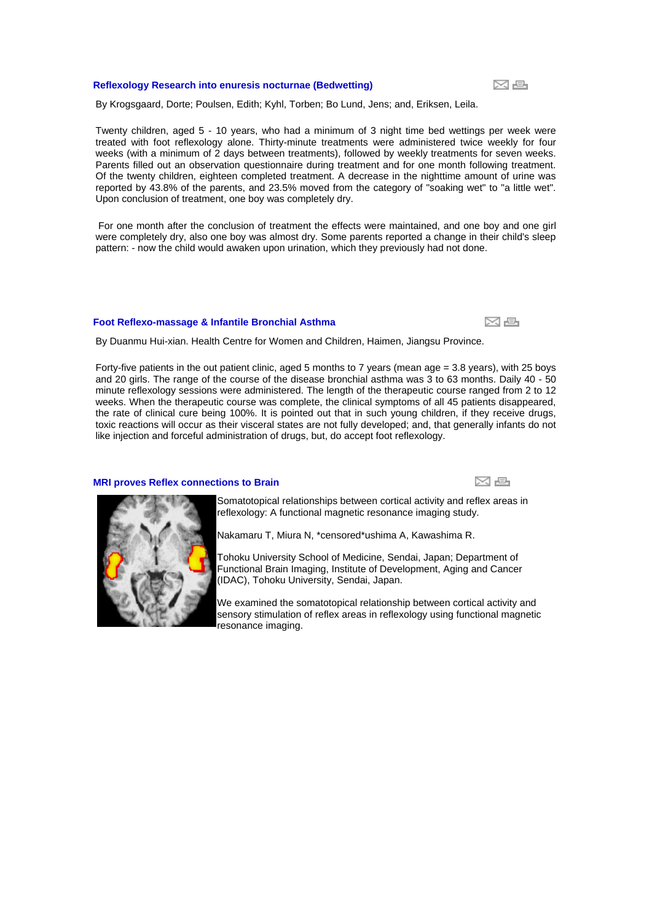## Reflexology Research into enuresis nocturnae (Bedwetting)

By Krogsgaard, Dorte; Poulsen, Edith; Kyhl, Torben; Bo Lund, Jens; and, Eriksen, Leila.

Twenty children, aged 5 - 10 years, who had a minimum of 3 night time bed wettings per week were treated with foot reflexology alone. Thirty-minute treatments were administered twice weekly for four weeks (with a minimum of 2 days between treatments), followed by weekly treatments for seven weeks. Parents filled out an observation questionnaire during treatment and for one month following treatment. Of the twenty children, eighteen completed treatment. A decrease in the nighttime amount of urine was reported by 43.8% of the parents, and 23.5% moved from the category of "soaking wet" to "a little wet". Upon conclusion of treatment, one boy was completely dry.

For one month after the conclusion of treatment the effects were maintained, and one boy and one girl were completely dry, also one boy was almost dry. Some parents reported a change in their child's sleep pattern: - now the child would awaken upon urination, which they previously had not done.

## Foot Reflexo-massage & Infantile Bronchial Asthma

By Duanmu Hui-xian. Health Centre for Women and Children, Haimen, Jiangsu Province.

Forty-five patients in the out patient clinic, aged 5 months to 7 years (mean age = 3.8 years), with 25 boys and 20 girls. The range of the course of the disease bronchial asthma was 3 to 63 months. Daily 40 - 50 minute reflexology sessions were administered. The length of the therapeutic course ranged from 2 to 12 weeks. When the therapeutic course was complete, the clinical symptoms of all 45 patients disappeared, the rate of clinical cure being 100%. It is pointed out that in such young children, if they receive drugs, toxic reactions will occur as their visceral states are not fully developed; and, that generally infants do not like injection and forceful administration of drugs, but, do accept foot reflexology.

## MRI proves Reflex connections to Brain

Somatotopical relationships between cortical activity and reflex areas in reflexology: A functional magnetic resonance imaging study.

Nakamaru T, Miura N, *censored*ushima A, Kawashima R.

Tohoku University School of Medicine, Sendai, Japan; Department of Functional Brain Imaging, Institute of Development, Aging and Cancer (IDAC), Tohoku University, Sendai, Japan.

We examined the somatotopical relationship between cortical activity and sensory stimulation of reflex areas in reflexology using functional magnetic resonance imaging.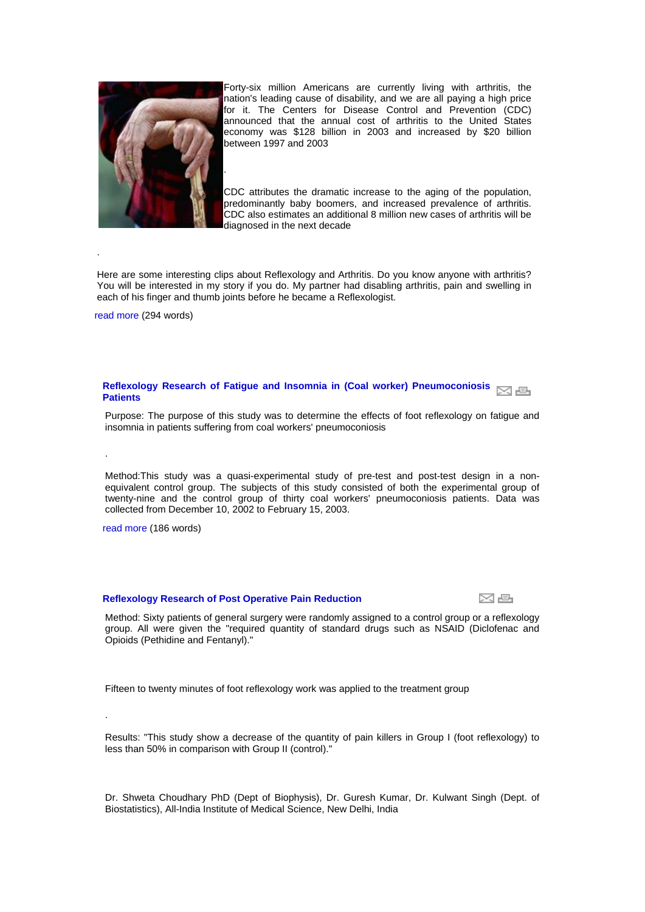Forty-six million Americans are currently living with arthritis, the nation's leading cause of disability, and we are all paying a high price for it. The Centers for Disease Control and Prevention (CDC) announced that the annual cost of arthritis to the United States economy was $128 billion in 2003 and increased by $20 billion between 1997 and 2003

.

CDC attributes the dramatic increase to the aging of the population, predominantly baby boomers, and increased prevalence of arthritis. CDC also estimates an additional 8 million new cases of arthritis will be diagnosed in the next decade

.

Here are some interesting clips about Reflexology and Arthritis. Do you know anyone with arthritis? You will be interested in my story if you do. My partner had disabling arthritis, pain and swelling in each of his finger and thumb joints before he became a Reflexologist.

read more (294 words)

### Reflexology Research of Fatigue and Insomnia in (Coal worker) Pneumoconiosis Patients

Purpose: The purpose of this study was to determine the effects of foot reflexology on fatigue and insomnia in patients suffering from coal workers' pneumoconiosis

.

Method:This study was a quasi-experimental study of pre-test and post-test design in a non-equivalent control group. The subjects of this study consisted of both the experimental group of twenty-nine and the control group of thirty coal workers' pneumoconiosis patients. Data was collected from December 10, 2002 to February 15, 2003.

read more (186 words)

### Reflexology Research of Post Operative Pain Reduction

Method: Sixty patients of general surgery were randomly assigned to a control group or a reflexology group. All were given the "required quantity of standard drugs such as NSAID (Diclofenac and Opioids (Pethidine and Fentanyl)."

Fifteen to twenty minutes of foot reflexology work was applied to the treatment group

.

Results: "This study show a decrease of the quantity of pain killers in Group I (foot reflexology) to less than 50% in comparison with Group II (control)."

Dr. Shweta Choudhary PhD (Dept of Biophysis), Dr. Guresh Kumar, Dr. Kulwant Singh (Dept. of Biostatistics), All-India Institute of Medical Science, New Delhi, India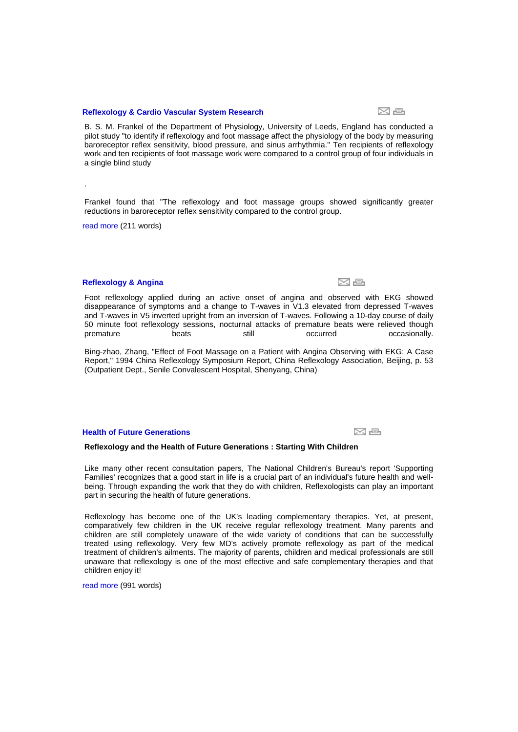## Reflexology & Cardio Vascular System Research

B. S. M. Frankel of the Department of Physiology, University of Leeds, England has conducted a pilot study "to identify if reflexology and foot massage affect the physiology of the body by measuring baroreceptor reflex sensitivity, blood pressure, and sinus arrhythmia." Ten recipients of reflexology work and ten recipients of foot massage work were compared to a control group of four individuals in a single blind study

.

Frankel found that "The reflexology and foot massage groups showed significantly greater reductions in baroreceptor reflex sensitivity compared to the control group.

read more (211 words)

## Reflexology & Angina

Foot reflexology applied during an active onset of angina and observed with EKG showed disappearance of symptoms and a change to T-waves in V1.3 elevated from depressed T-waves and T-waves in V5 inverted upright from an inversion of T-waves. Following a 10-day course of daily 50 minute foot reflexology sessions, nocturnal attacks of premature beats were relieved though premature beats still occurred occasionally.

Bing-zhao, Zhang, "Effect of Foot Massage on a Patient with Angina Observing with EKG; A Case Report," 1994 China Reflexology Symposium Report, China Reflexology Association, Beijing, p. 53 (Outpatient Dept., Senile Convalescent Hospital, Shenyang, China)

## Health of Future Generations

**Reflexology and the Health of Future Generations : Starting With Children**

Like many other recent consultation papers, The National Children's Bureau's report 'Supporting Families' recognizes that a good start in life is a crucial part of an individual's future health and well-being. Through expanding the work that they do with children, Reflexologists can play an important part in securing the health of future generations.

Reflexology has become one of the UK's leading complementary therapies. Yet, at present, comparatively few children in the UK receive regular reflexology treatment. Many parents and children are still completely unaware of the wide variety of conditions that can be successfully treated using reflexology. Very few MD's actively promote reflexology as part of the medical treatment of children's ailments. The majority of parents, children and medical professionals are still unaware that reflexology is one of the most effective and safe complementary therapies and that children enjoy it!

read more (991 words)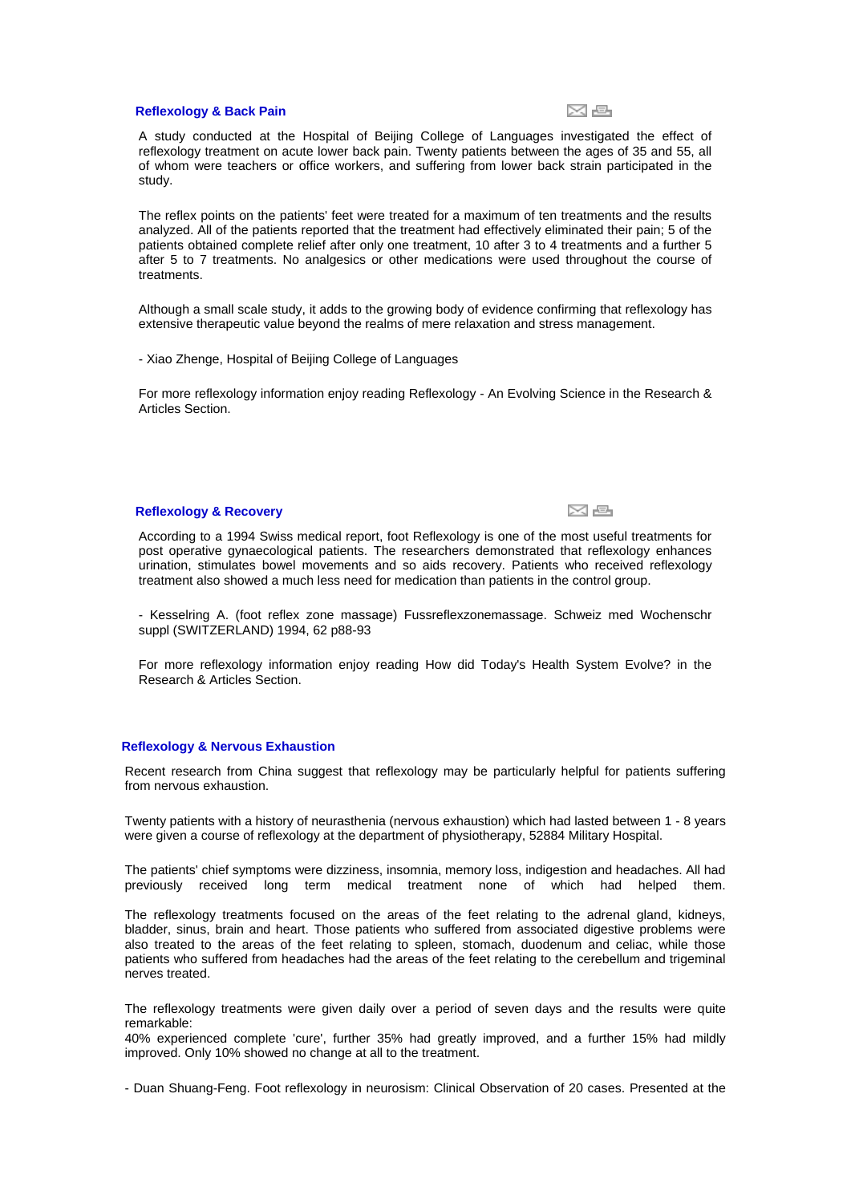## Reflexology & Back Pain

A study conducted at the Hospital of Beijing College of Languages investigated the effect of reflexology treatment on acute lower back pain. Twenty patients between the ages of 35 and 55, all of whom were teachers or office workers, and suffering from lower back strain participated in the study.

The reflex points on the patients' feet were treated for a maximum of ten treatments and the results analyzed. All of the patients reported that the treatment had effectively eliminated their pain; 5 of the patients obtained complete relief after only one treatment, 10 after 3 to 4 treatments and a further 5 after 5 to 7 treatments. No analgesics or other medications were used throughout the course of treatments.

Although a small scale study, it adds to the growing body of evidence confirming that reflexology has extensive therapeutic value beyond the realms of mere relaxation and stress management.

- Xiao Zhenge, Hospital of Beijing College of Languages

For more reflexology information enjoy reading Reflexology - An Evolving Science in the Research & Articles Section.

## Reflexology & Recovery

According to a 1994 Swiss medical report, foot Reflexology is one of the most useful treatments for post operative gynaecological patients. The researchers demonstrated that reflexology enhances urination, stimulates bowel movements and so aids recovery. Patients who received reflexology treatment also showed a much less need for medication than patients in the control group.

- Kesselring A. (foot reflex zone massage) Fussreflexzonemassage. Schweiz med Wochenschr suppl (SWITZERLAND) 1994, 62 p88-93

For more reflexology information enjoy reading How did Today's Health System Evolve? in the Research & Articles Section.

## Reflexology & Nervous Exhaustion

Recent research from China suggest that reflexology may be particularly helpful for patients suffering from nervous exhaustion.

Twenty patients with a history of neurasthenia (nervous exhaustion) which had lasted between 1 - 8 years were given a course of reflexology at the department of physiotherapy, 52884 Military Hospital.

The patients' chief symptoms were dizziness, insomnia, memory loss, indigestion and headaches. All had previously received long term medical treatment none of which had helped them.

The reflexology treatments focused on the areas of the feet relating to the adrenal gland, kidneys, bladder, sinus, brain and heart. Those patients who suffered from associated digestive problems were also treated to the areas of the feet relating to spleen, stomach, duodenum and celiac, while those patients who suffered from headaches had the areas of the feet relating to the cerebellum and trigeminal nerves treated.

The reflexology treatments were given daily over a period of seven days and the results were quite remarkable:
40% experienced complete 'cure', further 35% had greatly improved, and a further 15% had mildly improved. Only 10% showed no change at all to the treatment.

- Duan Shuang-Feng. Foot reflexology in neurosism: Clinical Observation of 20 cases. Presented at the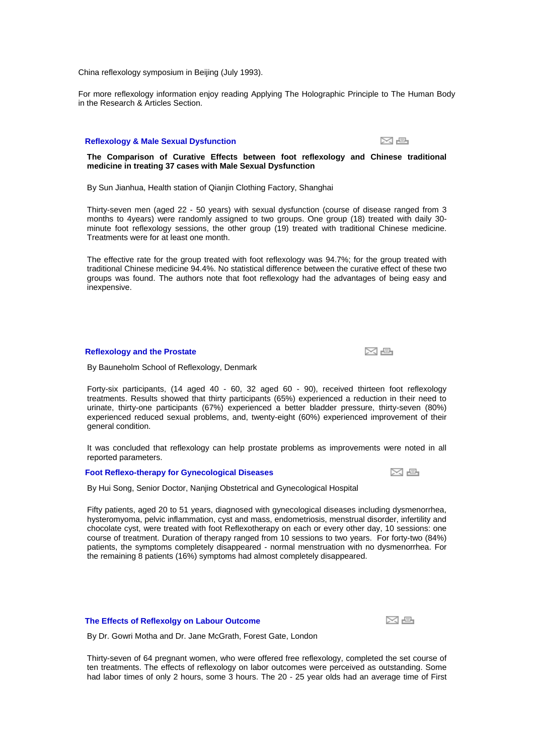China reflexology symposium in Beijing (July 1993).

For more reflexology information enjoy reading Applying The Holographic Principle to The Human Body in the Research & Articles Section.

## Reflexology & Male Sexual Dysfunction

**The Comparison of Curative Effects between foot reflexology and Chinese traditional medicine in treating 37 cases with Male Sexual Dysfunction**

By Sun Jianhua, Health station of Qianjin Clothing Factory, Shanghai

Thirty-seven men (aged 22 - 50 years) with sexual dysfunction (course of disease ranged from 3 months to 4years) were randomly assigned to two groups. One group (18) treated with daily 30-minute foot reflexology sessions, the other group (19) treated with traditional Chinese medicine. Treatments were for at least one month.

The effective rate for the group treated with foot reflexology was 94.7%; for the group treated with traditional Chinese medicine 94.4%. No statistical difference between the curative effect of these two groups was found. The authors note that foot reflexology had the advantages of being easy and inexpensive.

## Reflexology and the Prostate

By Bauneholm School of Reflexology, Denmark

Forty-six participants, (14 aged 40 - 60, 32 aged 60 - 90), received thirteen foot reflexology treatments. Results showed that thirty participants (65%) experienced a reduction in their need to urinate, thirty-one participants (67%) experienced a better bladder pressure, thirty-seven (80%) experienced reduced sexual problems, and, twenty-eight (60%) experienced improvement of their general condition.

It was concluded that reflexology can help prostate problems as improvements were noted in all reported parameters.

## Foot Reflexo-therapy for Gynecological Diseases

By Hui Song, Senior Doctor, Nanjing Obstetrical and Gynecological Hospital

Fifty patients, aged 20 to 51 years, diagnosed with gynecological diseases including dysmenorrhea, hysteromyoma, pelvic inflammation, cyst and mass, endometriosis, menstrual disorder, infertility and chocolate cyst, were treated with foot Reflexotherapy on each or every other day, 10 sessions: one course of treatment. Duration of therapy ranged from 10 sessions to two years. For forty-two (84%) patients, the symptoms completely disappeared - normal menstruation with no dysmenorrhea. For the remaining 8 patients (16%) symptoms had almost completely disappeared.

## The Effects of Reflexolgy on Labour Outcome

By Dr. Gowri Motha and Dr. Jane McGrath, Forest Gate, London

Thirty-seven of 64 pregnant women, who were offered free reflexology, completed the set course of ten treatments. The effects of reflexology on labor outcomes were perceived as outstanding. Some had labor times of only 2 hours, some 3 hours. The 20 - 25 year olds had an average time of First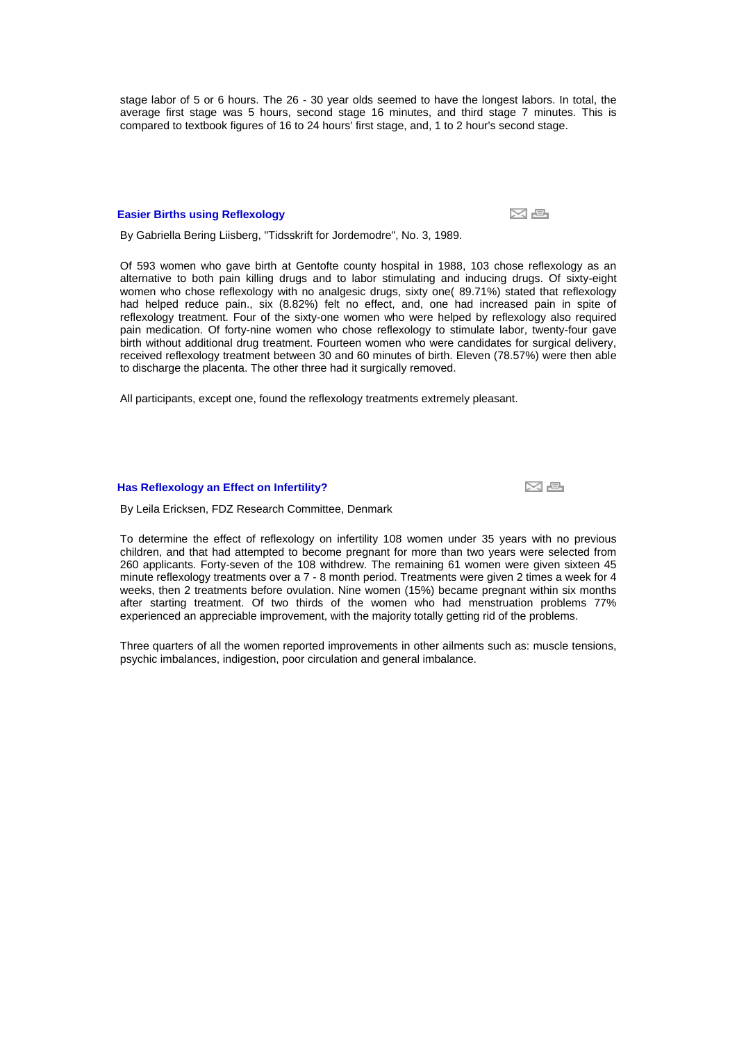stage labor of 5 or 6 hours. The 26 - 30 year olds seemed to have the longest labors. In total, the average first stage was 5 hours, second stage 16 minutes, and third stage 7 minutes. This is compared to textbook figures of 16 to 24 hours' first stage, and, 1 to 2 hour's second stage.

### Easier Births using Reflexology

By Gabriella Bering Liisberg, "Tidsskrift for Jordemodre", No. 3, 1989.

Of 593 women who gave birth at Gentofte county hospital in 1988, 103 chose reflexology as an alternative to both pain killing drugs and to labor stimulating and inducing drugs. Of sixty-eight women who chose reflexology with no analgesic drugs, sixty one( 89.71%) stated that reflexology had helped reduce pain., six (8.82%) felt no effect, and, one had increased pain in spite of reflexology treatment. Four of the sixty-one women who were helped by reflexology also required pain medication. Of forty-nine women who chose reflexology to stimulate labor, twenty-four gave birth without additional drug treatment. Fourteen women who were candidates for surgical delivery, received reflexology treatment between 30 and 60 minutes of birth. Eleven (78.57%) were then able to discharge the placenta. The other three had it surgically removed.

All participants, except one, found the reflexology treatments extremely pleasant.

### Has Reflexology an Effect on Infertility?

By Leila Ericksen, FDZ Research Committee, Denmark

To determine the effect of reflexology on infertility 108 women under 35 years with no previous children, and that had attempted to become pregnant for more than two years were selected from 260 applicants. Forty-seven of the 108 withdrew. The remaining 61 women were given sixteen 45 minute reflexology treatments over a 7 - 8 month period. Treatments were given 2 times a week for 4 weeks, then 2 treatments before ovulation. Nine women (15%) became pregnant within six months after starting treatment. Of two thirds of the women who had menstruation problems 77% experienced an appreciable improvement, with the majority totally getting rid of the problems.

Three quarters of all the women reported improvements in other ailments such as: muscle tensions, psychic imbalances, indigestion, poor circulation and general imbalance.